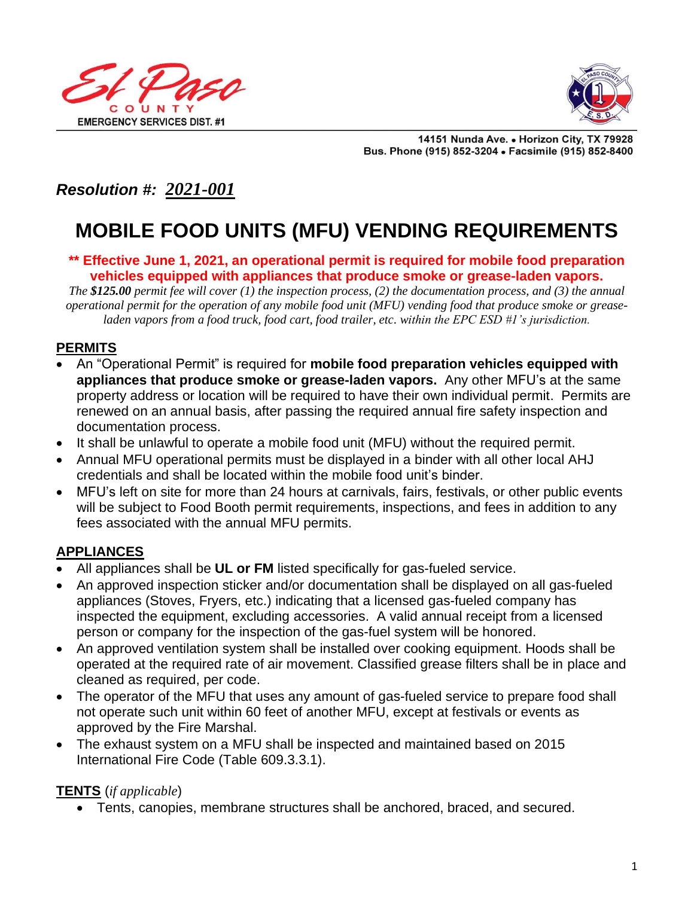El Paso COUNTY EMERGENCY SERVICES DIST. #1

14151 Nunda Ave. • Horizon City, TX 79928
Bus. Phone (915) 852-3204 • Facsimile (915) 852-8400

***Resolution #:*** ***2021-001***

# MOBILE FOOD UNITS (MFU) VENDING REQUIREMENTS

**\*\* Effective June 1, 2021, an operational permit is required for mobile food preparation vehicles equipped with appliances that produce smoke or grease-laden vapors.**

*The **$125.00** permit fee will cover (1) the inspection process, (2) the documentation process, and (3) the annual operational permit for the operation of any mobile food unit (MFU) vending food that produce smoke or grease-laden vapors from a food truck, food cart, food trailer, etc. within the EPC ESD #1's jurisdiction.*

## PERMITS

- An "Operational Permit" is required for **mobile food preparation vehicles equipped with appliances that produce smoke or grease-laden vapors.** Any other MFU's at the same property address or location will be required to have their own individual permit. Permits are renewed on an annual basis, after passing the required annual fire safety inspection and documentation process.
- It shall be unlawful to operate a mobile food unit (MFU) without the required permit.
- Annual MFU operational permits must be displayed in a binder with all other local AHJ credentials and shall be located within the mobile food unit's binder.
- MFU's left on site for more than 24 hours at carnivals, fairs, festivals, or other public events will be subject to Food Booth permit requirements, inspections, and fees in addition to any fees associated with the annual MFU permits.

## APPLIANCES

- All appliances shall be **UL or FM** listed specifically for gas-fueled service.
- An approved inspection sticker and/or documentation shall be displayed on all gas-fueled appliances (Stoves, Fryers, etc.) indicating that a licensed gas-fueled company has inspected the equipment, excluding accessories. A valid annual receipt from a licensed person or company for the inspection of the gas-fuel system will be honored.
- An approved ventilation system shall be installed over cooking equipment. Hoods shall be operated at the required rate of air movement. Classified grease filters shall be in place and cleaned as required, per code.
- The operator of the MFU that uses any amount of gas-fueled service to prepare food shall not operate such unit within 60 feet of another MFU, except at festivals or events as approved by the Fire Marshal.
- The exhaust system on a MFU shall be inspected and maintained based on 2015 International Fire Code (Table 609.3.3.1).

## TENTS (*if applicable*)

- Tents, canopies, membrane structures shall be anchored, braced, and secured.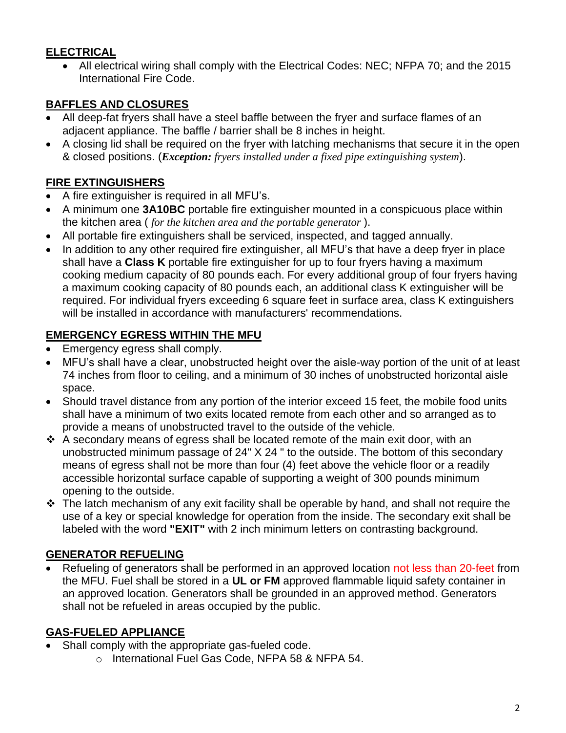## ELECTRICAL

- All electrical wiring shall comply with the Electrical Codes: NEC; NFPA 70; and the 2015 International Fire Code.

## BAFFLES AND CLOSURES

- All deep-fat fryers shall have a steel baffle between the fryer and surface flames of an adjacent appliance. The baffle / barrier shall be 8 inches in height.
- A closing lid shall be required on the fryer with latching mechanisms that secure it in the open & closed positions. (***Exception:*** *fryers installed under a fixed pipe extinguishing system*).

## FIRE EXTINGUISHERS

- A fire extinguisher is required in all MFU's.
- A minimum one **3A10BC** portable fire extinguisher mounted in a conspicuous place within the kitchen area ( *for the kitchen area and the portable generator* ).
- All portable fire extinguishers shall be serviced, inspected, and tagged annually.
- In addition to any other required fire extinguisher, all MFU's that have a deep fryer in place shall have a **Class K** portable fire extinguisher for up to four fryers having a maximum cooking medium capacity of 80 pounds each. For every additional group of four fryers having a maximum cooking capacity of 80 pounds each, an additional class K extinguisher will be required. For individual fryers exceeding 6 square feet in surface area, class K extinguishers will be installed in accordance with manufacturers' recommendations.

## EMERGENCY EGRESS WITHIN THE MFU

- Emergency egress shall comply.
- MFU's shall have a clear, unobstructed height over the aisle-way portion of the unit of at least 74 inches from floor to ceiling, and a minimum of 30 inches of unobstructed horizontal aisle space.
- Should travel distance from any portion of the interior exceed 15 feet, the mobile food units shall have a minimum of two exits located remote from each other and so arranged as to provide a means of unobstructed travel to the outside of the vehicle.
- ❖ A secondary means of egress shall be located remote of the main exit door, with an unobstructed minimum passage of 24" X 24 " to the outside. The bottom of this secondary means of egress shall not be more than four (4) feet above the vehicle floor or a readily accessible horizontal surface capable of supporting a weight of 300 pounds minimum opening to the outside.
- ❖ The latch mechanism of any exit facility shall be operable by hand, and shall not require the use of a key or special knowledge for operation from the inside. The secondary exit shall be labeled with the word **"EXIT"** with 2 inch minimum letters on contrasting background.

## GENERATOR REFUELING

- Refueling of generators shall be performed in an approved location not less than 20-feet from the MFU. Fuel shall be stored in a **UL or FM** approved flammable liquid safety container in an approved location. Generators shall be grounded in an approved method. Generators shall not be refueled in areas occupied by the public.

## GAS-FUELED APPLIANCE

- Shall comply with the appropriate gas-fueled code.
  - International Fuel Gas Code, NFPA 58 & NFPA 54.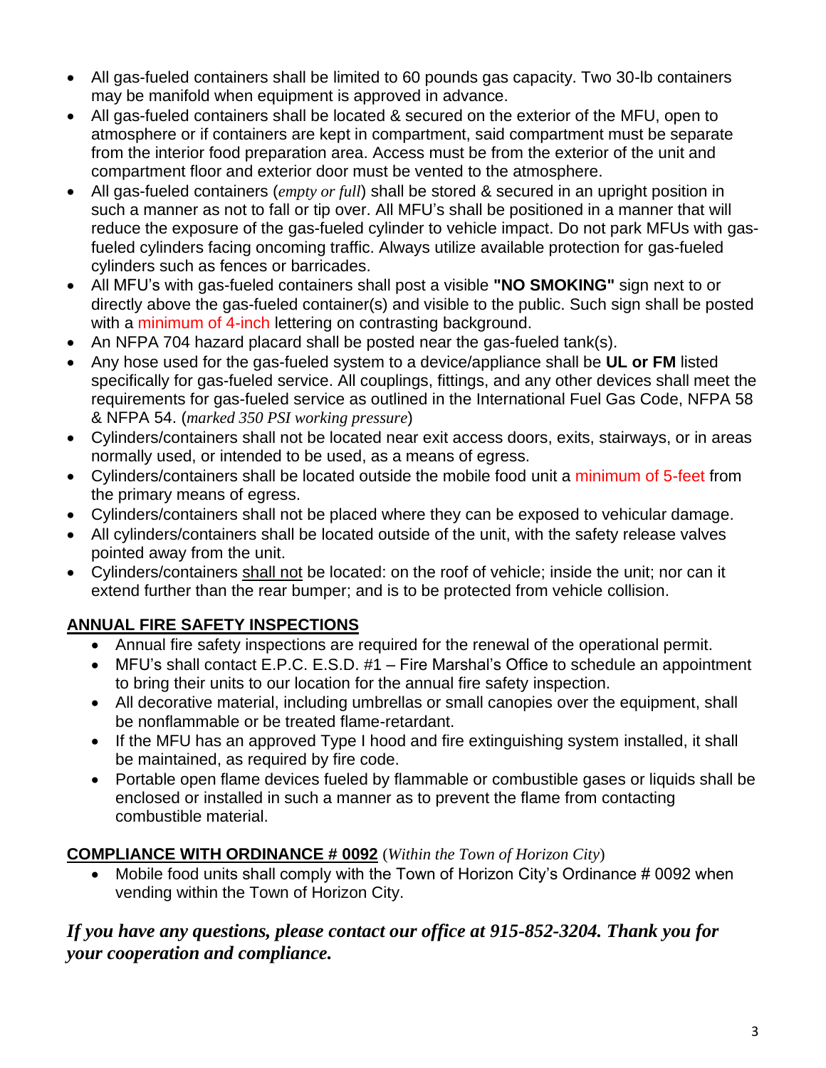- All gas-fueled containers shall be limited to 60 pounds gas capacity. Two 30-lb containers may be manifold when equipment is approved in advance.
- All gas-fueled containers shall be located & secured on the exterior of the MFU, open to atmosphere or if containers are kept in compartment, said compartment must be separate from the interior food preparation area. Access must be from the exterior of the unit and compartment floor and exterior door must be vented to the atmosphere.
- All gas-fueled containers (*empty or full*) shall be stored & secured in an upright position in such a manner as not to fall or tip over. All MFU's shall be positioned in a manner that will reduce the exposure of the gas-fueled cylinder to vehicle impact. Do not park MFUs with gas-fueled cylinders facing oncoming traffic. Always utilize available protection for gas-fueled cylinders such as fences or barricades.
- All MFU's with gas-fueled containers shall post a visible **"NO SMOKING"** sign next to or directly above the gas-fueled container(s) and visible to the public. Such sign shall be posted with a minimum of 4-inch lettering on contrasting background.
- An NFPA 704 hazard placard shall be posted near the gas-fueled tank(s).
- Any hose used for the gas-fueled system to a device/appliance shall be **UL or FM** listed specifically for gas-fueled service. All couplings, fittings, and any other devices shall meet the requirements for gas-fueled service as outlined in the International Fuel Gas Code, NFPA 58 & NFPA 54. (*marked 350 PSI working pressure*)
- Cylinders/containers shall not be located near exit access doors, exits, stairways, or in areas normally used, or intended to be used, as a means of egress.
- Cylinders/containers shall be located outside the mobile food unit a minimum of 5-feet from the primary means of egress.
- Cylinders/containers shall not be placed where they can be exposed to vehicular damage.
- All cylinders/containers shall be located outside of the unit, with the safety release valves pointed away from the unit.
- Cylinders/containers shall not be located: on the roof of vehicle; inside the unit; nor can it extend further than the rear bumper; and is to be protected from vehicle collision.

## ANNUAL FIRE SAFETY INSPECTIONS

- Annual fire safety inspections are required for the renewal of the operational permit.
- MFU's shall contact E.P.C. E.S.D. #1 – Fire Marshal's Office to schedule an appointment to bring their units to our location for the annual fire safety inspection.
- All decorative material, including umbrellas or small canopies over the equipment, shall be nonflammable or be treated flame-retardant.
- If the MFU has an approved Type I hood and fire extinguishing system installed, it shall be maintained, as required by fire code.
- Portable open flame devices fueled by flammable or combustible gases or liquids shall be enclosed or installed in such a manner as to prevent the flame from contacting combustible material.

## COMPLIANCE WITH ORDINANCE # 0092 (*Within the Town of Horizon City*)

- Mobile food units shall comply with the Town of Horizon City's Ordinance # 0092 when vending within the Town of Horizon City.

***If you have any questions, please contact our office at 915-852-3204. Thank you for your cooperation and compliance.***